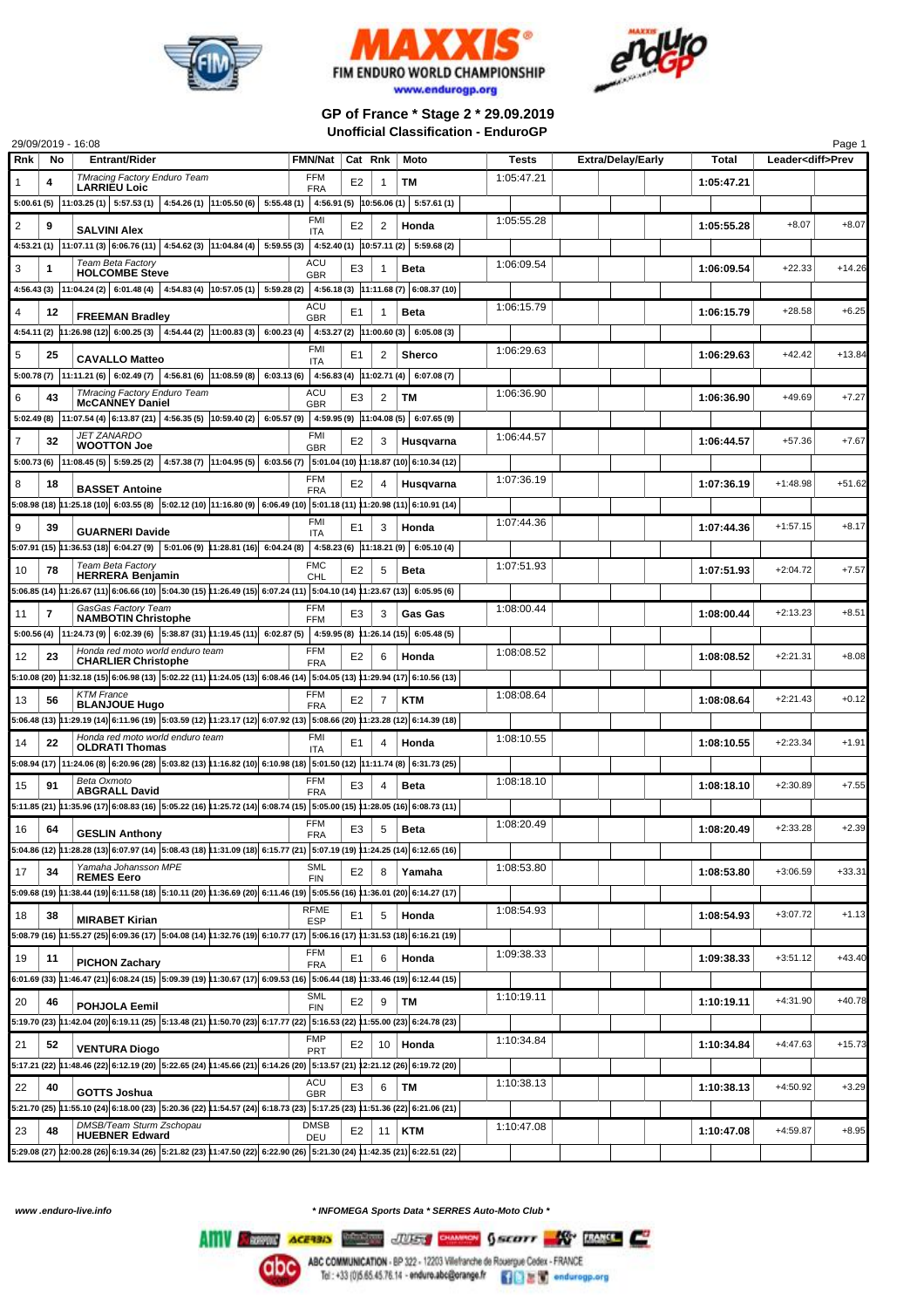FIM ENDURO WORLD CHAMPIONSHIP

www.endurogp.org

## GP of France * Stage 2 * 29.09.2019

### Unofficial Classification - EnduroGP

29/09/2019 - 16:08

| Rnk | No | Entrant/Rider | FMN/Nat | Cat | Rnk | Moto | Tests | Extra/Delay/Early | Total | Leader<diff>Prev | |
|---|---|---|---|---|---|---|---|---|---|---|---|
| 1 | 4 | TMracing Factory Enduro Team **LARRIEU Loïc** | FFM FRA | E2 | 1 | TM | 1:05:47.21 | | 1:05:47.21 | | |
| | | 5:00.61 (5) 11:03.25 (1) 5:57.53 (1) 4:54.26 (1) 11:05.50 (6) 5:55.48 (1) 4:56.91 (5) 10:56.06 (1) 5:57.61 (1) | | | | | | | | | |
| 2 | 9 | **SALVINI Alex** | FMI ITA | E2 | 2 | Honda | 1:05:55.28 | | 1:05:55.28 | +8.07 | +8.07 |
| | | 4:53.21 (1) 11:07.11 (3) 6:06.76 (11) 4:54.62 (3) 11:04.84 (4) 5:59.55 (3) 4:52.40 (1) 10:57.11 (2) 5:59.68 (2) | | | | | | | | | |
| 3 | 1 | Team Beta Factory **HOLCOMBE Steve** | ACU GBR | E3 | 1 | Beta | 1:06:09.54 | | 1:06:09.54 | +22.33 | +14.26 |
| | | 4:56.43 (3) 11:04.24 (2) 6:01.48 (4) 4:54.83 (4) 10:57.05 (1) 5:59.28 (2) 4:56.18 (3) 11:11.68 (7) 6:08.37 (10) | | | | | | | | | |
| 4 | 12 | **FREEMAN Bradley** | ACU GBR | E1 | 1 | Beta | 1:06:15.79 | | 1:06:15.79 | +28.58 | +6.25 |
| | | 4:54.11 (2) 11:26.98 (12) 6:00.25 (3) 4:54.44 (2) 11:00.83 (3) 6:00.23 (4) 4:53.27 (2) 11:00.60 (3) 6:05.08 (3) | | | | | | | | | |
| 5 | 25 | **CAVALLO Matteo** | FMI ITA | E1 | 2 | Sherco | 1:06:29.63 | | 1:06:29.63 | +42.42 | +13.84 |
| | | 5:00.78 (7) 11:11.21 (6) 6:02.49 (7) 4:56.81 (6) 10:58.59 (8) 6:03.13 (6) 4:56.83 (4) 11:02.71 (4) 6:07.08 (7) | | | | | | | | | |
| 6 | 43 | TMracing Factory Enduro Team **McCANNEY Daniel** | ACU GBR | E3 | 2 | TM | 1:06:36.90 | | 1:06:36.90 | +49.69 | +7.27 |
| | | 5:02.49 (8) 11:07.54 (4) 6:13.87 (21) 4:56.35 (5) 10:59.40 (2) 6:05.57 (9) 4:59.95 (9) 11:04.08 (5) 6:07.65 (9) | | | | | | | | | |
| 7 | 32 | JET ZANARDO **WOOTTON Joe** | FMI GBR | E2 | 3 | Husqvarna | 1:06:44.57 | | 1:06:44.57 | +57.36 | +7.67 |
| | | 5:00.73 (6) 11:08.45 (5) 5:59.25 (2) 4:57.38 (7) 11:04.95 (5) 6:03.56 (7) 5:01.04 (10) 11:18.87 (10) 6:10.34 (12) | | | | | | | | | |
| 8 | 18 | **BASSET Antoine** | FFM FRA | E2 | 4 | Husqvarna | 1:07:36.19 | | 1:07:36.19 | +1:48.98 | +51.62 |
| | | 5:08.98 (18) 11:25.18 (10) 6:03.55 (8) 5:02.12 (10) 11:16.80 (9) 6:06.49 (10) 5:01.18 (11) 11:20.98 (11) 6:10.91 (14) | | | | | | | | | |
| 9 | 39 | **GUARNERI Davide** | FMI ITA | E1 | 3 | Honda | 1:07:44.36 | | 1:07:44.36 | +1:57.15 | +8.17 |
| | | 5:07.91 (15) 11:36.53 (18) 6:04.27 (9) 5:01.06 (9) 11:28.81 (16) 6:04.24 (8) 4:58.23 (6) 11:18.21 (9) 6:05.10 (4) | | | | | | | | | |
| 10 | 78 | Team Beta Factory **HERRERA Benjamin** | FMC CHL | E2 | 5 | Beta | 1:07:51.93 | | 1:07:51.93 | +2:04.72 | +7.57 |
| | | 5:06.85 (14) 11:26.67 (11) 6:06.66 (10) 5:04.30 (15) 11:26.49 (15) 6:07.24 (11) 5:04.10 (14) 11:23.67 (13) 6:05.95 (6) | | | | | | | | | |
| 11 | 7 | GasGas Factory Team **NAMBOTIN Christophe** | FFM FFM | E3 | 3 | Gas Gas | 1:08:00.44 | | 1:08:00.44 | +2:13.23 | +8.51 |
| | | 5:00.56 (4) 11:24.73 (9) 6:02.39 (6) 5:38.87 (31) 11:19.45 (11) 6:02.87 (5) 4:59.95 (8) 11:26.14 (15) 6:05.48 (5) | | | | | | | | | |
| 12 | 23 | Honda red moto world enduro team **CHARLIER Christophe** | FFM FRA | E2 | 6 | Honda | 1:08:08.52 | | 1:08:08.52 | +2:21.31 | +8.08 |
| | | 5:10.08 (20) 11:32.18 (15) 6:06.98 (13) 5:02.22 (11) 11:24.05 (13) 6:08.46 (14) 5:04.05 (13) 11:29.94 (17) 6:10.56 (13) | | | | | | | | | |
| 13 | 56 | KTM France **BLANJOUE Hugo** | FFM FRA | E2 | 7 | KTM | 1:08:08.64 | | 1:08:08.64 | +2:21.43 | +0.12 |
| | | 5:06.48 (13) 11:29.19 (14) 6:11.96 (19) 5:03.59 (12) 11:23.17 (12) 6:07.92 (13) 5:08.66 (20) 11:23.28 (12) 6:14.39 (18) | | | | | | | | | |
| 14 | 22 | Honda red moto world enduro team **OLDRATI Thomas** | FMI ITA | E1 | 4 | Honda | 1:08:10.55 | | 1:08:10.55 | +2:23.34 | +1.91 |
| | | 5:08.94 (17) 11:24.06 (8) 6:20.96 (28) 5:03.82 (13) 11:16.82 (10) 6:10.98 (18) 5:01.50 (12) 11:11.74 (8) 6:31.73 (25) | | | | | | | | | |
| 15 | 91 | Beta Oxmoto **ABGRALL David** | FFM FRA | E3 | 4 | Beta | 1:08:18.10 | | 1:08:18.10 | +2:30.89 | +7.55 |
| | | 5:11.85 (21) 11:35.96 (17) 6:08.83 (16) 5:05.22 (16) 11:25.72 (14) 6:08.74 (15) 5:05.00 (15) 11:28.05 (16) 6:08.73 (11) | | | | | | | | | |
| 16 | 64 | **GESLIN Anthony** | FFM FRA | E3 | 5 | Beta | 1:08:20.49 | | 1:08:20.49 | +2:33.28 | +2.39 |
| | | 5:04.86 (12) 11:28.28 (13) 6:07.97 (14) 5:08.43 (18) 11:31.09 (18) 6:15.77 (21) 5:07.19 (19) 11:24.25 (14) 6:12.65 (16) | | | | | | | | | |
| 17 | 34 | Yamaha Johansson MPE **REMES Eero** | SML FIN | E2 | 8 | Yamaha | 1:08:53.80 | | 1:08:53.80 | +3:06.59 | +33.31 |
| | | 5:09.68 (19) 11:38.44 (19) 6:11.58 (18) 5:10.11 (20) 11:36.69 (20) 6:11.46 (19) 5:05.56 (16) 11:36.01 (20) 6:14.27 (17) | | | | | | | | | |
| 18 | 38 | **MIRABET Kirian** | RFME ESP | E1 | 5 | Honda | 1:08:54.93 | | 1:08:54.93 | +3:07.72 | +1.13 |
| | | 5:08.79 (16) 11:55.27 (25) 6:09.36 (17) 5:04.08 (14) 11:32.76 (19) 6:10.77 (17) 5:06.16 (17) 11:31.53 (18) 6:16.21 (19) | | | | | | | | | |
| 19 | 11 | **PICHON Zachary** | FFM FRA | E1 | 6 | Honda | 1:09:38.33 | | 1:09:38.33 | +3:51.12 | +43.40 |
| | | 6:01.69 (33) 11:46.47 (21) 6:08.24 (15) 5:09.39 (19) 11:30.67 (17) 6:09.53 (16) 5:06.44 (18) 11:33.46 (19) 6:12.44 (15) | | | | | | | | | |
| 20 | 46 | **POHJOLA Eemil** | SML FIN | E2 | 9 | TM | 1:10:19.11 | | 1:10:19.11 | +4:31.90 | +40.78 |
| | | 5:19.70 (23) 11:42.04 (20) 6:19.11 (25) 5:13.48 (21) 11:50.70 (23) 6:17.77 (22) 5:16.53 (22) 11:55.00 (23) 6:24.78 (23) | | | | | | | | | |
| 21 | 52 | **VENTURA Diogo** | FMP PRT | E2 | 10 | Honda | 1:10:34.84 | | 1:10:34.84 | +4:47.63 | +15.73 |
| | | 5:17.21 (22) 11:48.46 (22) 6:12.19 (20) 5:22.65 (24) 11:45.66 (21) 6:14.26 (20) 5:13.57 (21) 12:21.12 (26) 6:19.72 (20) | | | | | | | | | |
| 22 | 40 | **GOTTS Joshua** | ACU GBR | E3 | 6 | TM | 1:10:38.13 | | 1:10:38.13 | +4:50.92 | +3.29 |
| | | 5:21.70 (25) 11:55.10 (24) 6:18.00 (23) 5:20.36 (22) 11:54.57 (24) 6:18.73 (23) 5:17.25 (23) 11:51.36 (22) 6:21.06 (21) | | | | | | | | | |
| 23 | 48 | DMSB/Team Sturm Zschopau **HUEBNER Edward** | DMSB DEU | E2 | 11 | KTM | 1:10:47.08 | | 1:10:47.08 | +4:59.87 | +8.95 |
| | | 5:29.08 (27) 12:00.28 (26) 6:19.34 (26) 5:21.82 (23) 11:47.50 (22) 6:22.90 (26) 5:21.30 (24) 11:42.35 (21) 6:22.51 (22) | | | | | | | | | |

www.enduro-live.info

* INFOMEGA Sports Data * SERRES Auto-Moto Club *

ABC COMMUNICATION - BP 322 - 12203 Villefranche de Rouergue Cedex - FRANCE
Tel : +33 (0)5.65.45.76.14 - enduro.abc@orange.fr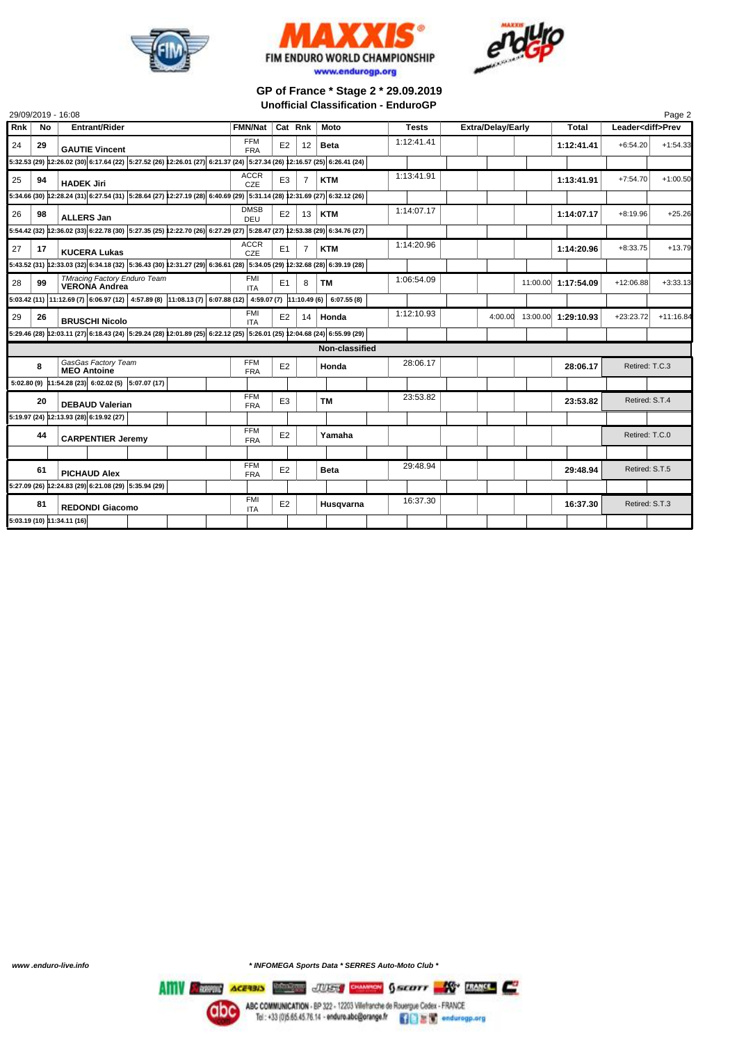FIM ENDURO WORLD CHAMPIONSHIP

www.endurogp.org

## GP of France * Stage 2 * 29.09.2019

### Unofficial Classification - EnduroGP

29/09/2019 - 16:08

| Rnk | No | Entrant/Rider | FMN/Nat | Cat | Rnk | Moto | Tests | Extra/Delay/Early | | | Total | Leader<diff>Prev | |
|---|---|---|---|---|---|---|---|---|---|---|---|---|---|
| 24 | 29 | GAUTIE Vincent | FFM FRA | E2 | 12 | Beta | 1:12:41.41 | | | | 1:12:41.41 | +6:54.20 | +1:54.33 |
| | | 5:32.53 (29) 12:26.02 (30) 6:17.64 (22) 5:27.52 (26) 12:26.01 (27) 6:21.37 (24) 5:27.34 (26) 12:16.57 (25) 6:26.41 (24) | | | | | | | | | | | |
| 25 | 94 | HADEK Jiri | ACCR CZE | E3 | 7 | KTM | 1:13:41.91 | | | | 1:13:41.91 | +7:54.70 | +1:00.50 |
| | | 5:34.66 (30) 12:28.24 (31) 6:27.54 (31) 5:28.64 (27) 12:27.19 (28) 6:40.69 (29) 5:31.14 (28) 12:31.69 (27) 6:32.12 (26) | | | | | | | | | | | |
| 26 | 98 | ALLERS Jan | DMSB DEU | E2 | 13 | KTM | 1:14:07.17 | | | | 1:14:07.17 | +8:19.96 | +25.26 |
| | | 5:54.42 (32) 12:36.02 (33) 6:22.78 (30) 5:27.35 (25) 12:22.70 (26) 6:27.29 (27) 5:28.47 (27) 12:53.38 (29) 6:34.76 (27) | | | | | | | | | | | |
| 27 | 17 | KUCERA Lukas | ACCR CZE | E1 | 7 | KTM | 1:14:20.96 | | | | 1:14:20.96 | +8:33.75 | +13.79 |
| | | 5:43.52 (31) 12:33.03 (32) 6:34.18 (32) 5:36.43 (30) 12:31.27 (29) 6:36.61 (28) 5:34.05 (29) 12:32.68 (28) 6:39.19 (28) | | | | | | | | | | | |
| 28 | 99 | *TMracing Factory Enduro Team* VERONA Andrea | FMI ITA | E1 | 8 | TM | 1:06:54.09 | | | 11:00.00 | 1:17:54.09 | +12:06.88 | +3:33.13 |
| | | 5:03.42 (11) 11:12.69 (7) 6:06.97 (12) 4:57.89 (8) 11:08.13 (7) 6:07.88 (12) 4:59.07 (7) 11:10.49 (6) 6:07.55 (8) | | | | | | | | | | | |
| 29 | 26 | BRUSCHI Nicolo | FMI ITA | E2 | 14 | Honda | 1:12:10.93 | | 4:00.00 | 13:00.00 | 1:29:10.93 | +23:23.72 | +11:16.84 |
| | | 5:29.46 (28) 12:03.11 (27) 6:18.43 (24) 5:29.24 (28) 12:01.89 (25) 6:22.12 (25) 5:26.01 (25) 12:04.68 (24) 6:55.99 (29) | | | | | | | | | | | |
| | | **Non-classified** | | | | | | | | | | | |
| | 8 | *GasGas Factory Team* MEO Antoine | FFM FRA | E2 | | Honda | 28:06.17 | | | | 28:06.17 | Retired: T.C.3 | |
| | | 5:02.80 (9) 11:54.28 (23) 6:02.02 (5) 5:07.07 (17) | | | | | | | | | | | |
| | 20 | DEBAUD Valerian | FFM FRA | E3 | | TM | 23:53.82 | | | | 23:53.82 | Retired: S.T.4 | |
| | | 5:19.97 (24) 12:13.93 (28) 6:19.92 (27) | | | | | | | | | | | |
| | 44 | CARPENTIER Jeremy | FFM FRA | E2 | | Yamaha | | | | | | Retired: T.C.0 | |
| | 61 | PICHAUD Alex | FFM FRA | E2 | | Beta | 29:48.94 | | | | 29:48.94 | Retired: S.T.5 | |
| | | 5:27.09 (26) 12:24.83 (29) 6:21.08 (29) 5:35.94 (29) | | | | | | | | | | | |
| | 81 | REDONDI Giacomo | FMI ITA | E2 | | Husqvarna | 16:37.30 | | | | 16:37.30 | Retired: S.T.3 | |
| | | 5:03.19 (10) 11:34.11 (16) | | | | | | | | | | | |

*www .enduro-live.info*

** INFOMEGA Sports Data * SERRES Auto-Moto Club **

ABC COMMUNICATION - BP 322 - 12203 Villefranche de Rouergue Cedex - FRANCE
Tel : +33 (0)5.65.45.76.14 - enduro.abc@orange.fr endurogp.org